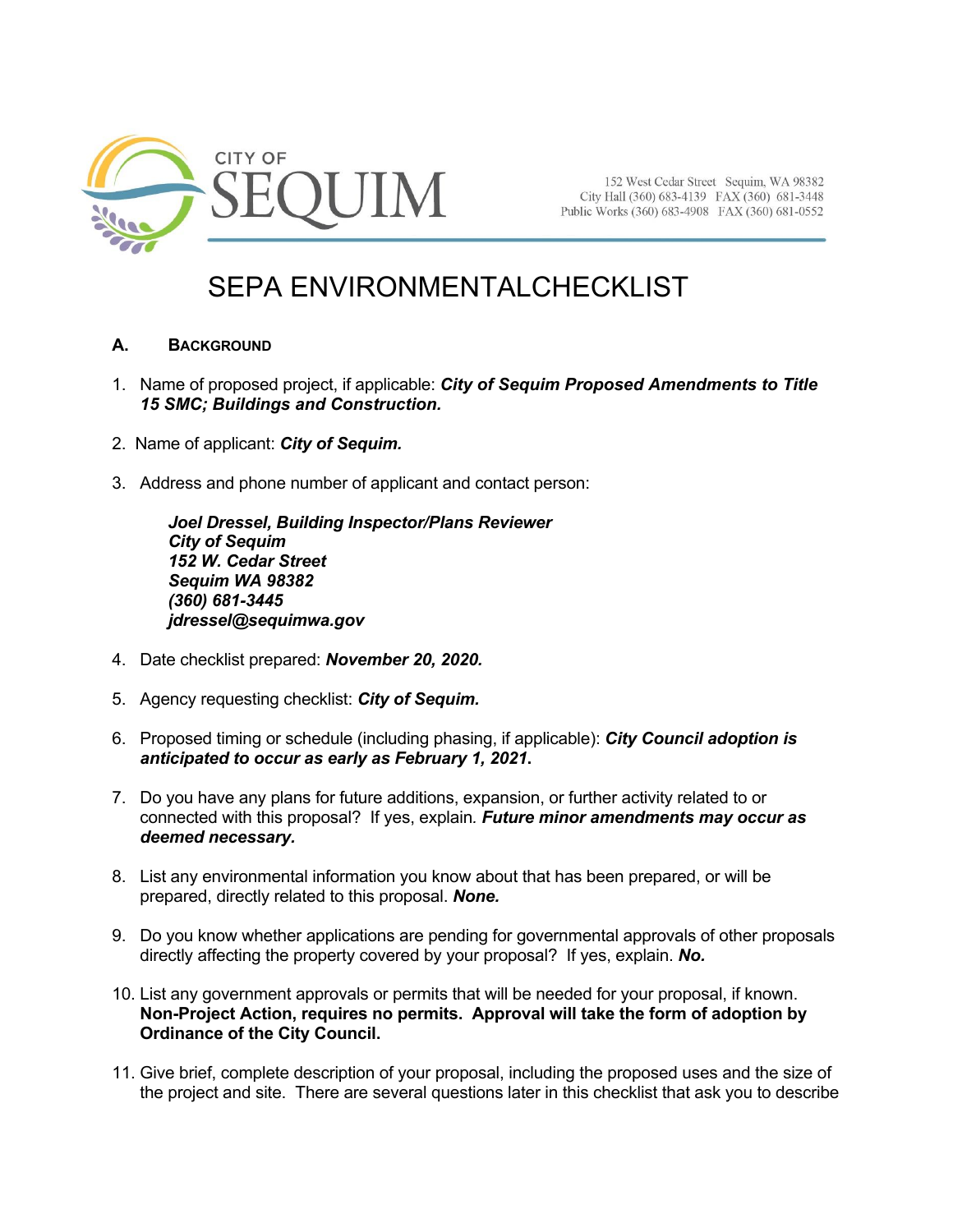CITY OF SEQUIM

152 West Cedar Street Sequim, WA 98382
City Hall (360) 683-4139 FAX (360) 681-3448
Public Works (360) 683-4908 FAX (360) 681-0552

# SEPA ENVIRONMENTALCHECKLIST

## A. BACKGROUND

1. Name of proposed project, if applicable: ***City of Sequim Proposed Amendments to Title 15 SMC; Buildings and Construction.***

2. Name of applicant: ***City of Sequim.***

3. Address and phone number of applicant and contact person:

   ***Joel Dressel, Building Inspector/Plans Reviewer***
   ***City of Sequim***
   ***152 W. Cedar Street***
   ***Sequim WA 98382***
   ***(360) 681-3445***
   ***jdressel@sequimwa.gov***

4. Date checklist prepared: ***November 20, 2020.***

5. Agency requesting checklist: ***City of Sequim.***

6. Proposed timing or schedule (including phasing, if applicable): ***City Council adoption is anticipated to occur as early as February 1, 2021*.**

7. Do you have any plans for future additions, expansion, or further activity related to or connected with this proposal? If yes, explain. ***Future minor amendments may occur as deemed necessary.***

8. List any environmental information you know about that has been prepared, or will be prepared, directly related to this proposal. ***None.***

9. Do you know whether applications are pending for governmental approvals of other proposals directly affecting the property covered by your proposal? If yes, explain. ***No.***

10. List any government approvals or permits that will be needed for your proposal, if known. **Non-Project Action, requires no permits. Approval will take the form of adoption by Ordinance of the City Council.**

11. Give brief, complete description of your proposal, including the proposed uses and the size of the project and site. There are several questions later in this checklist that ask you to describe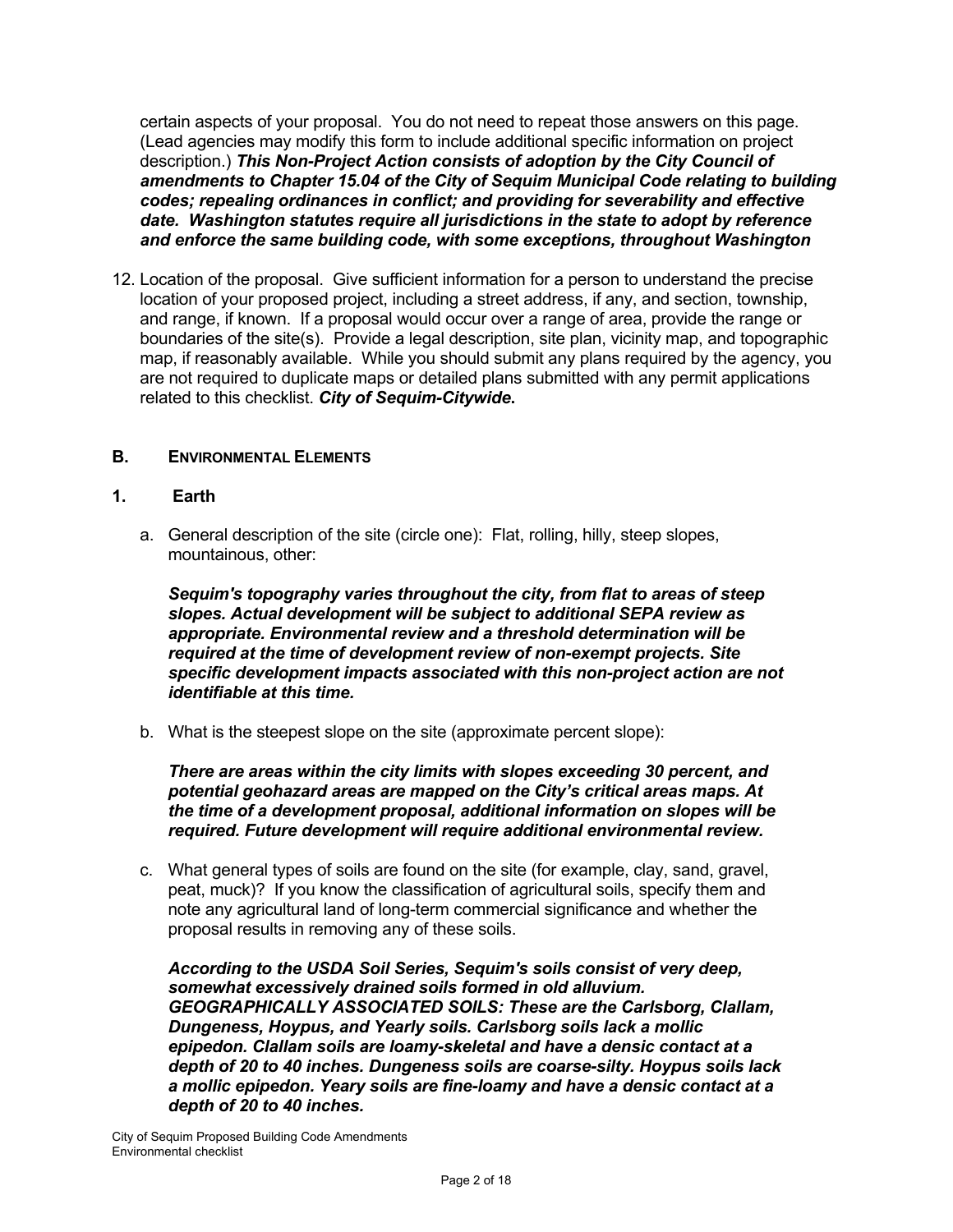certain aspects of your proposal. You do not need to repeat those answers on this page. (Lead agencies may modify this form to include additional specific information on project description.) ***This Non-Project Action consists of adoption by the City Council of amendments to Chapter 15.04 of the City of Sequim Municipal Code relating to building codes; repealing ordinances in conflict; and providing for severability and effective date. Washington statutes require all jurisdictions in the state to adopt by reference and enforce the same building code, with some exceptions, throughout Washington***

12. Location of the proposal. Give sufficient information for a person to understand the precise location of your proposed project, including a street address, if any, and section, township, and range, if known. If a proposal would occur over a range of area, provide the range or boundaries of the site(s). Provide a legal description, site plan, vicinity map, and topographic map, if reasonably available. While you should submit any plans required by the agency, you are not required to duplicate maps or detailed plans submitted with any permit applications related to this checklist. ***City of Sequim-Citywide.***

## B. Environmental Elements

### 1. Earth

a. General description of the site (circle one): Flat, rolling, hilly, steep slopes, mountainous, other:

***Sequim's topography varies throughout the city, from flat to areas of steep slopes. Actual development will be subject to additional SEPA review as appropriate. Environmental review and a threshold determination will be required at the time of development review of non-exempt projects. Site specific development impacts associated with this non-project action are not identifiable at this time.***

b. What is the steepest slope on the site (approximate percent slope):

***There are areas within the city limits with slopes exceeding 30 percent, and potential geohazard areas are mapped on the City's critical areas maps. At the time of a development proposal, additional information on slopes will be required. Future development will require additional environmental review.***

c. What general types of soils are found on the site (for example, clay, sand, gravel, peat, muck)? If you know the classification of agricultural soils, specify them and note any agricultural land of long-term commercial significance and whether the proposal results in removing any of these soils.

***According to the USDA Soil Series, Sequim's soils consist of very deep, somewhat excessively drained soils formed in old alluvium. GEOGRAPHICALLY ASSOCIATED SOILS: These are the Carlsborg, Clallam, Dungeness, Hoypus, and Yearly soils. Carlsborg soils lack a mollic epipedon. Clallam soils are loamy-skeletal and have a densic contact at a depth of 20 to 40 inches. Dungeness soils are coarse-silty. Hoypus soils lack a mollic epipedon. Yeary soils are fine-loamy and have a densic contact at a depth of 20 to 40 inches.***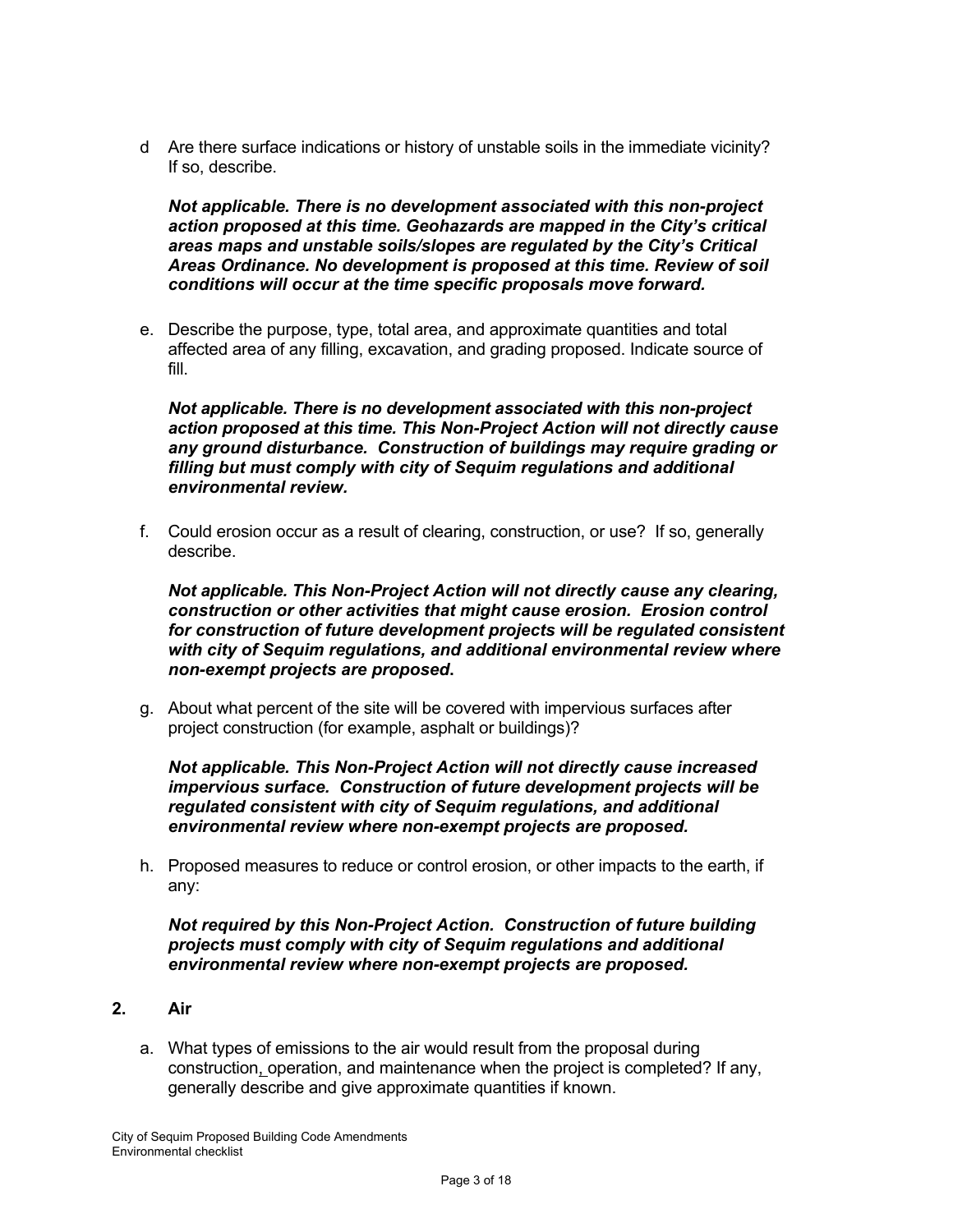d Are there surface indications or history of unstable soils in the immediate vicinity? If so, describe.

***Not applicable. There is no development associated with this non-project action proposed at this time. Geohazards are mapped in the City's critical areas maps and unstable soils/slopes are regulated by the City's Critical Areas Ordinance. No development is proposed at this time. Review of soil conditions will occur at the time specific proposals move forward.***

e. Describe the purpose, type, total area, and approximate quantities and total affected area of any filling, excavation, and grading proposed. Indicate source of fill.

***Not applicable. There is no development associated with this non-project action proposed at this time. This Non-Project Action will not directly cause any ground disturbance. Construction of buildings may require grading or filling but must comply with city of Sequim regulations and additional environmental review.***

f. Could erosion occur as a result of clearing, construction, or use? If so, generally describe.

***Not applicable. This Non-Project Action will not directly cause any clearing, construction or other activities that might cause erosion. Erosion control for construction of future development projects will be regulated consistent with city of Sequim regulations, and additional environmental review where non-exempt projects are proposed.***

g. About what percent of the site will be covered with impervious surfaces after project construction (for example, asphalt or buildings)?

***Not applicable. This Non-Project Action will not directly cause increased impervious surface. Construction of future development projects will be regulated consistent with city of Sequim regulations, and additional environmental review where non-exempt projects are proposed.***

h. Proposed measures to reduce or control erosion, or other impacts to the earth, if any:

***Not required by this Non-Project Action. Construction of future building projects must comply with city of Sequim regulations and additional environmental review where non-exempt projects are proposed.***

## 2. Air

a. What types of emissions to the air would result from the proposal during construction, operation, and maintenance when the project is completed? If any, generally describe and give approximate quantities if known.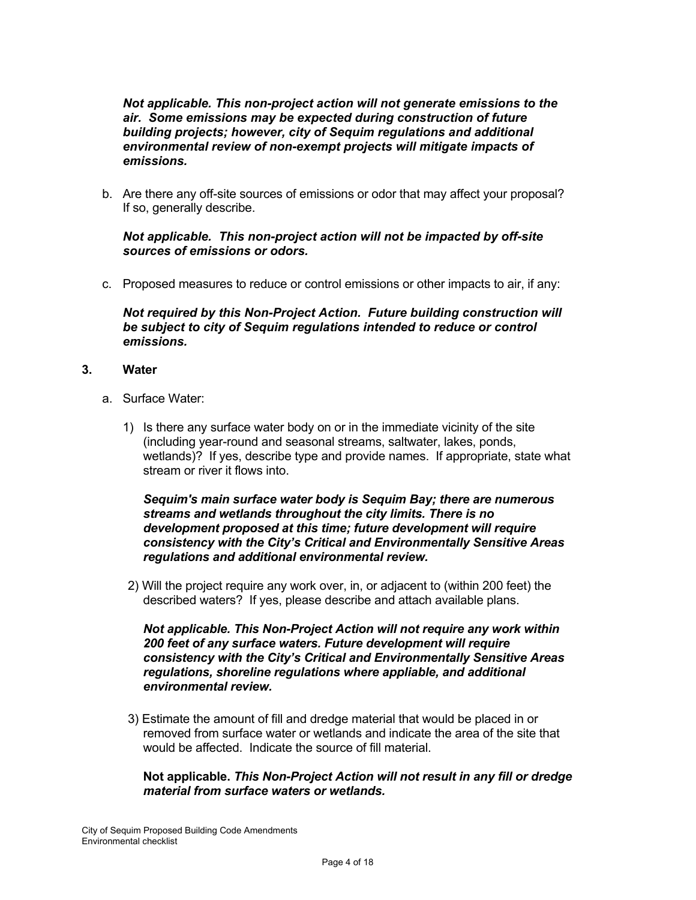***Not applicable. This non-project action will not generate emissions to the air. Some emissions may be expected during construction of future building projects; however, city of Sequim regulations and additional environmental review of non-exempt projects will mitigate impacts of emissions.***

b. Are there any off-site sources of emissions or odor that may affect your proposal? If so, generally describe.

***Not applicable. This non-project action will not be impacted by off-site sources of emissions or odors.***

c. Proposed measures to reduce or control emissions or other impacts to air, if any:

***Not required by this Non-Project Action. Future building construction will be subject to city of Sequim regulations intended to reduce or control emissions.***

**3. Water**

a. Surface Water:

1) Is there any surface water body on or in the immediate vicinity of the site (including year-round and seasonal streams, saltwater, lakes, ponds, wetlands)? If yes, describe type and provide names. If appropriate, state what stream or river it flows into.

***Sequim's main surface water body is Sequim Bay; there are numerous streams and wetlands throughout the city limits. There is no development proposed at this time; future development will require consistency with the City's Critical and Environmentally Sensitive Areas regulations and additional environmental review.***

2) Will the project require any work over, in, or adjacent to (within 200 feet) the described waters? If yes, please describe and attach available plans.

***Not applicable. This Non-Project Action will not require any work within 200 feet of any surface waters. Future development will require consistency with the City's Critical and Environmentally Sensitive Areas regulations, shoreline regulations where appliable, and additional environmental review.***

3) Estimate the amount of fill and dredge material that would be placed in or removed from surface water or wetlands and indicate the area of the site that would be affected. Indicate the source of fill material.

**Not applicable.** ***This Non-Project Action will not result in any fill or dredge material from surface waters or wetlands.***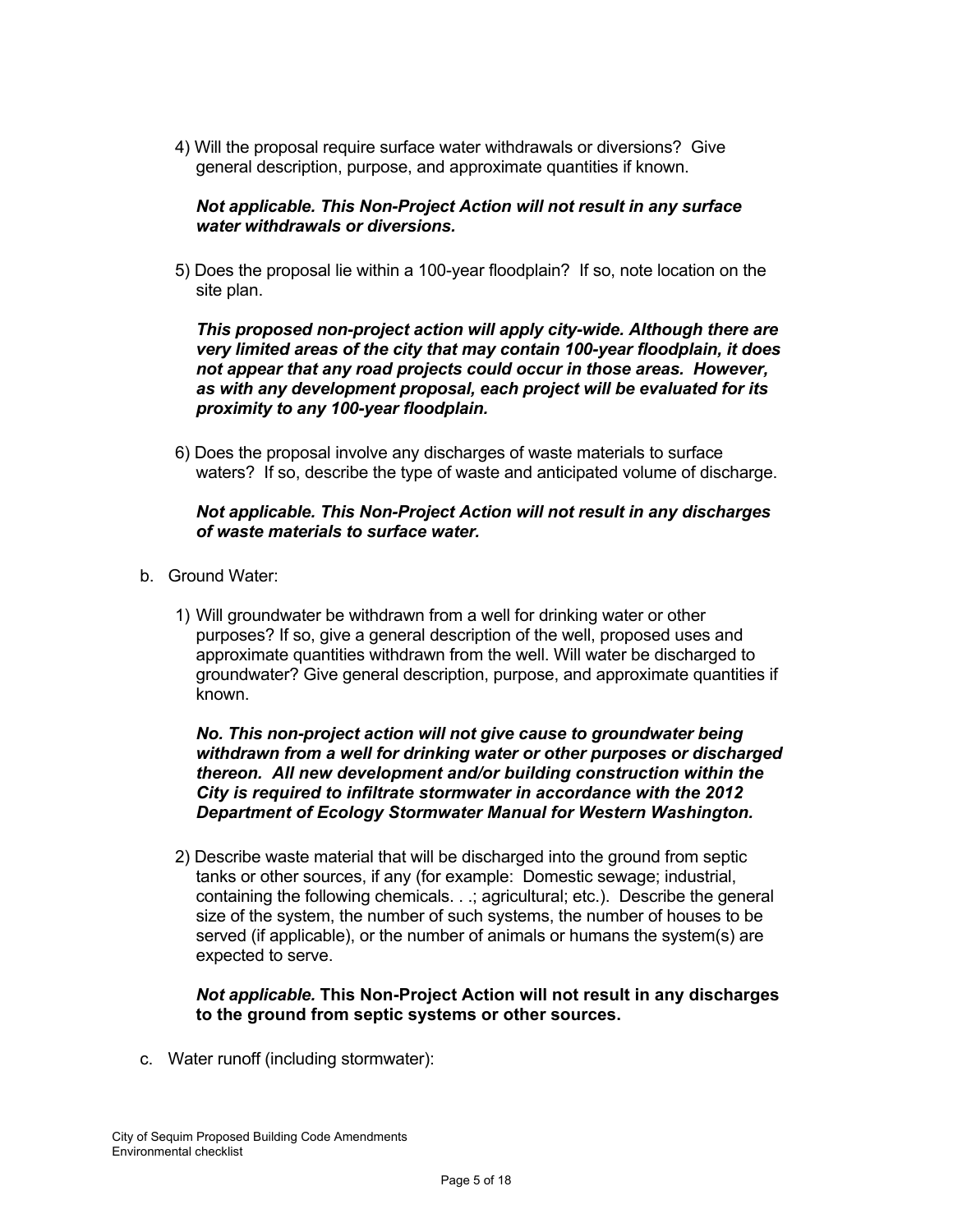4) Will the proposal require surface water withdrawals or diversions? Give general description, purpose, and approximate quantities if known.

***Not applicable. This Non-Project Action will not result in any surface water withdrawals or diversions.***

5) Does the proposal lie within a 100-year floodplain? If so, note location on the site plan.

***This proposed non-project action will apply city-wide. Although there are very limited areas of the city that may contain 100-year floodplain, it does not appear that any road projects could occur in those areas. However, as with any development proposal, each project will be evaluated for its proximity to any 100-year floodplain.***

6) Does the proposal involve any discharges of waste materials to surface waters? If so, describe the type of waste and anticipated volume of discharge.

***Not applicable. This Non-Project Action will not result in any discharges of waste materials to surface water.***

b. Ground Water:

1) Will groundwater be withdrawn from a well for drinking water or other purposes? If so, give a general description of the well, proposed uses and approximate quantities withdrawn from the well. Will water be discharged to groundwater? Give general description, purpose, and approximate quantities if known.

***No. This non-project action will not give cause to groundwater being withdrawn from a well for drinking water or other purposes or discharged thereon. All new development and/or building construction within the City is required to infiltrate stormwater in accordance with the 2012 Department of Ecology Stormwater Manual for Western Washington.***

2) Describe waste material that will be discharged into the ground from septic tanks or other sources, if any (for example: Domestic sewage; industrial, containing the following chemicals. . .; agricultural; etc.). Describe the general size of the system, the number of such systems, the number of houses to be served (if applicable), or the number of animals or humans the system(s) are expected to serve.

***Not applicable.*** **This Non-Project Action will not result in any discharges to the ground from septic systems or other sources.**

c. Water runoff (including stormwater):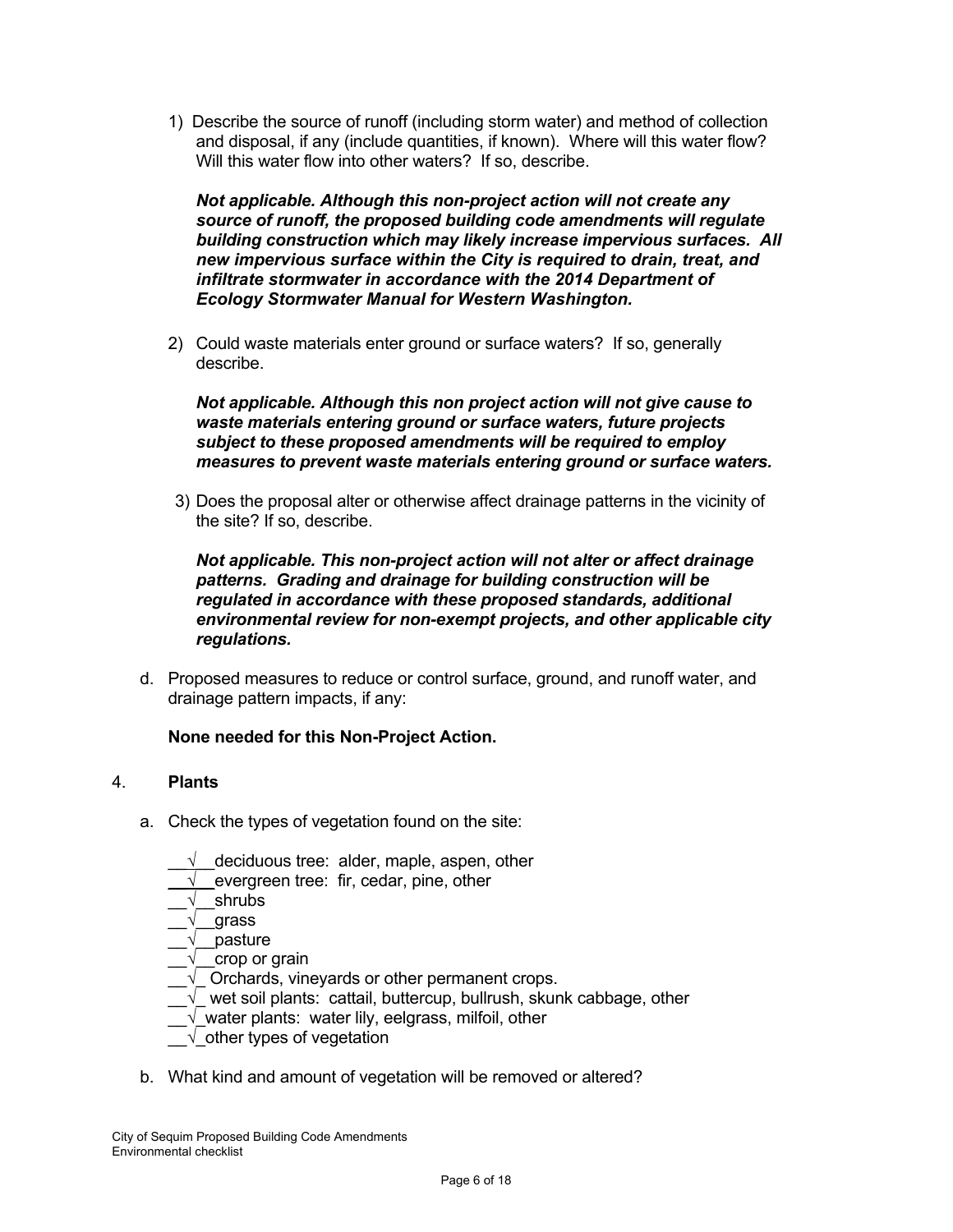1) Describe the source of runoff (including storm water) and method of collection and disposal, if any (include quantities, if known). Where will this water flow? Will this water flow into other waters? If so, describe.

***Not applicable. Although this non-project action will not create any source of runoff, the proposed building code amendments will regulate building construction which may likely increase impervious surfaces. All new impervious surface within the City is required to drain, treat, and infiltrate stormwater in accordance with the 2014 Department of Ecology Stormwater Manual for Western Washington.***

2) Could waste materials enter ground or surface waters? If so, generally describe.

***Not applicable. Although this non project action will not give cause to waste materials entering ground or surface waters, future projects subject to these proposed amendments will be required to employ measures to prevent waste materials entering ground or surface waters.***

3) Does the proposal alter or otherwise affect drainage patterns in the vicinity of the site? If so, describe.

***Not applicable. This non-project action will not alter or affect drainage patterns. Grading and drainage for building construction will be regulated in accordance with these proposed standards, additional environmental review for non-exempt projects, and other applicable city regulations.***

d. Proposed measures to reduce or control surface, ground, and runoff water, and drainage pattern impacts, if any:

**None needed for this Non-Project Action.**

4. **Plants**

a. Check the types of vegetation found on the site:

__√__deciduous tree: alder, maple, aspen, other
__√__evergreen tree: fir, cedar, pine, other
__√__shrubs
__√__grass
__√__pasture
__√__crop or grain
__√_ Orchards, vineyards or other permanent crops.
__√_ wet soil plants: cattail, buttercup, bullrush, skunk cabbage, other
__√_water plants: water lily, eelgrass, milfoil, other
__√_other types of vegetation

b. What kind and amount of vegetation will be removed or altered?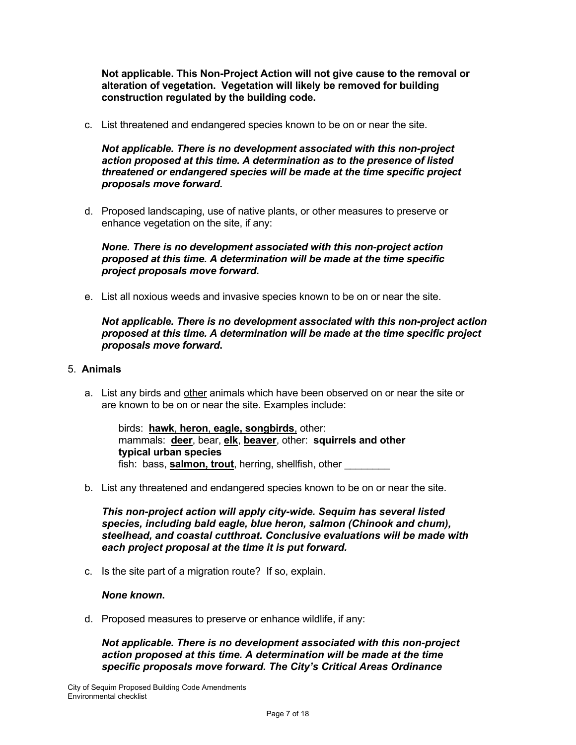**Not applicable. This Non-Project Action will not give cause to the removal or alteration of vegetation. Vegetation will likely be removed for building construction regulated by the building code.**

c. List threatened and endangered species known to be on or near the site.

***Not applicable. There is no development associated with this non-project action proposed at this time. A determination as to the presence of listed threatened or endangered species will be made at the time specific project proposals move forward.***

d. Proposed landscaping, use of native plants, or other measures to preserve or enhance vegetation on the site, if any:

***None. There is no development associated with this non-project action proposed at this time. A determination will be made at the time specific project proposals move forward.***

e. List all noxious weeds and invasive species known to be on or near the site.

***Not applicable. There is no development associated with this non-project action proposed at this time. A determination will be made at the time specific project proposals move forward.***

5. **Animals**

a. List any birds and <u>other</u> animals which have been observed on or near the site or are known to be on or near the site. Examples include:

birds: <u>**hawk**</u>, <u>**heron**</u>, <u>**eagle, songbirds**</u>, other:
mammals: <u>**deer**</u>, bear, <u>**elk**</u>, <u>**beaver**</u>, other: **squirrels and other typical urban species**
fish: bass, <u>**salmon, trout**</u>, herring, shellfish, other ________

b. List any threatened and endangered species known to be on or near the site.

***This non-project action will apply city-wide. Sequim has several listed species, including bald eagle, blue heron, salmon (Chinook and chum), steelhead, and coastal cutthroat. Conclusive evaluations will be made with each project proposal at the time it is put forward.***

c. Is the site part of a migration route? If so, explain.

***None known.***

d. Proposed measures to preserve or enhance wildlife, if any:

***Not applicable. There is no development associated with this non-project action proposed at this time. A determination will be made at the time specific proposals move forward. The City's Critical Areas Ordinance***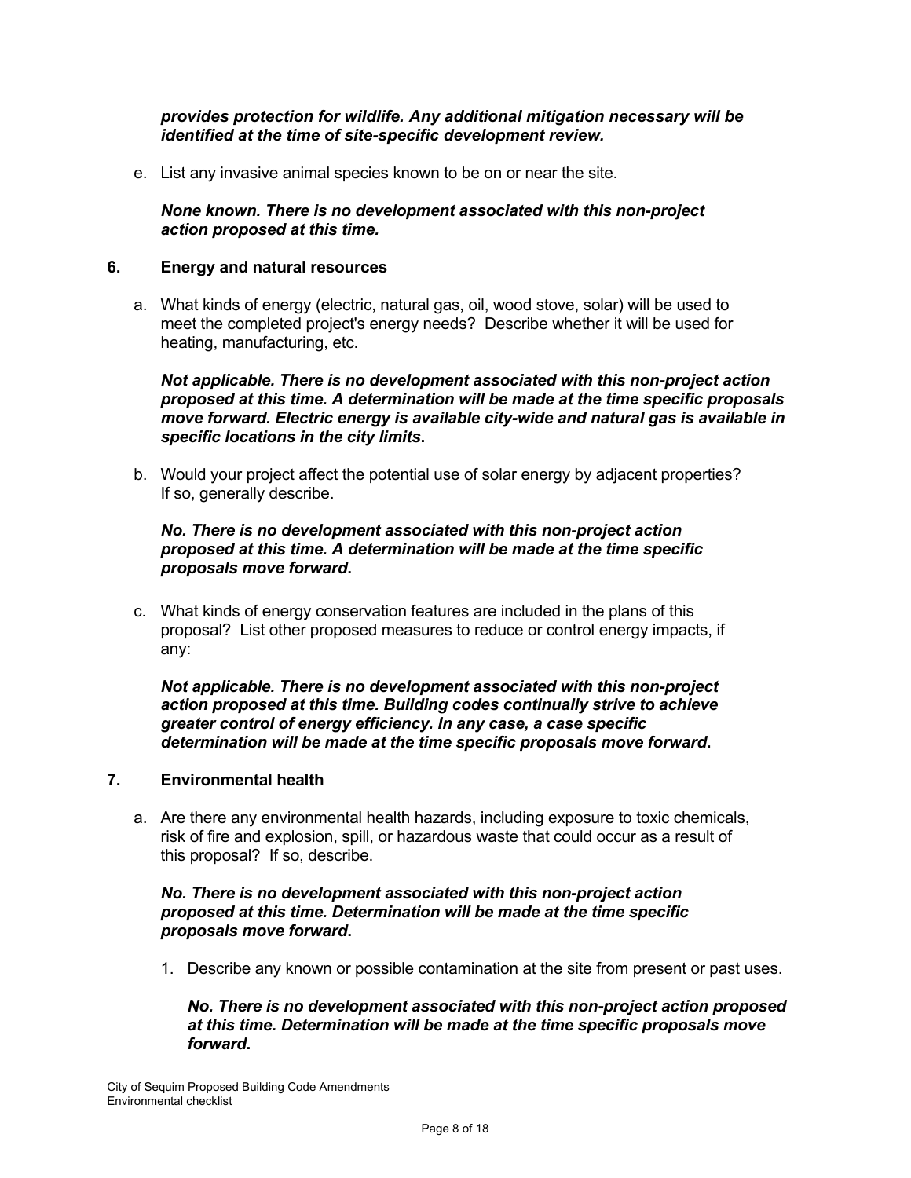***provides protection for wildlife. Any additional mitigation necessary will be identified at the time of site-specific development review.***

e. List any invasive animal species known to be on or near the site.

***None known. There is no development associated with this non-project action proposed at this time.***

## 6. Energy and natural resources

a. What kinds of energy (electric, natural gas, oil, wood stove, solar) will be used to meet the completed project's energy needs? Describe whether it will be used for heating, manufacturing, etc.

***Not applicable. There is no development associated with this non-project action proposed at this time. A determination will be made at the time specific proposals move forward. Electric energy is available city-wide and natural gas is available in specific locations in the city limits*****.**

b. Would your project affect the potential use of solar energy by adjacent properties? If so, generally describe.

***No. There is no development associated with this non-project action proposed at this time. A determination will be made at the time specific proposals move forward*****.**

c. What kinds of energy conservation features are included in the plans of this proposal? List other proposed measures to reduce or control energy impacts, if any:

***Not applicable. There is no development associated with this non-project action proposed at this time. Building codes continually strive to achieve greater control of energy efficiency. In any case, a case specific determination will be made at the time specific proposals move forward*****.**

## 7. Environmental health

a. Are there any environmental health hazards, including exposure to toxic chemicals, risk of fire and explosion, spill, or hazardous waste that could occur as a result of this proposal? If so, describe.

***No. There is no development associated with this non-project action proposed at this time. Determination will be made at the time specific proposals move forward*****.**

1. Describe any known or possible contamination at the site from present or past uses.

   ***No. There is no development associated with this non-project action proposed at this time. Determination will be made at the time specific proposals move forward*****.**

City of Sequim Proposed Building Code Amendments
Environmental checklist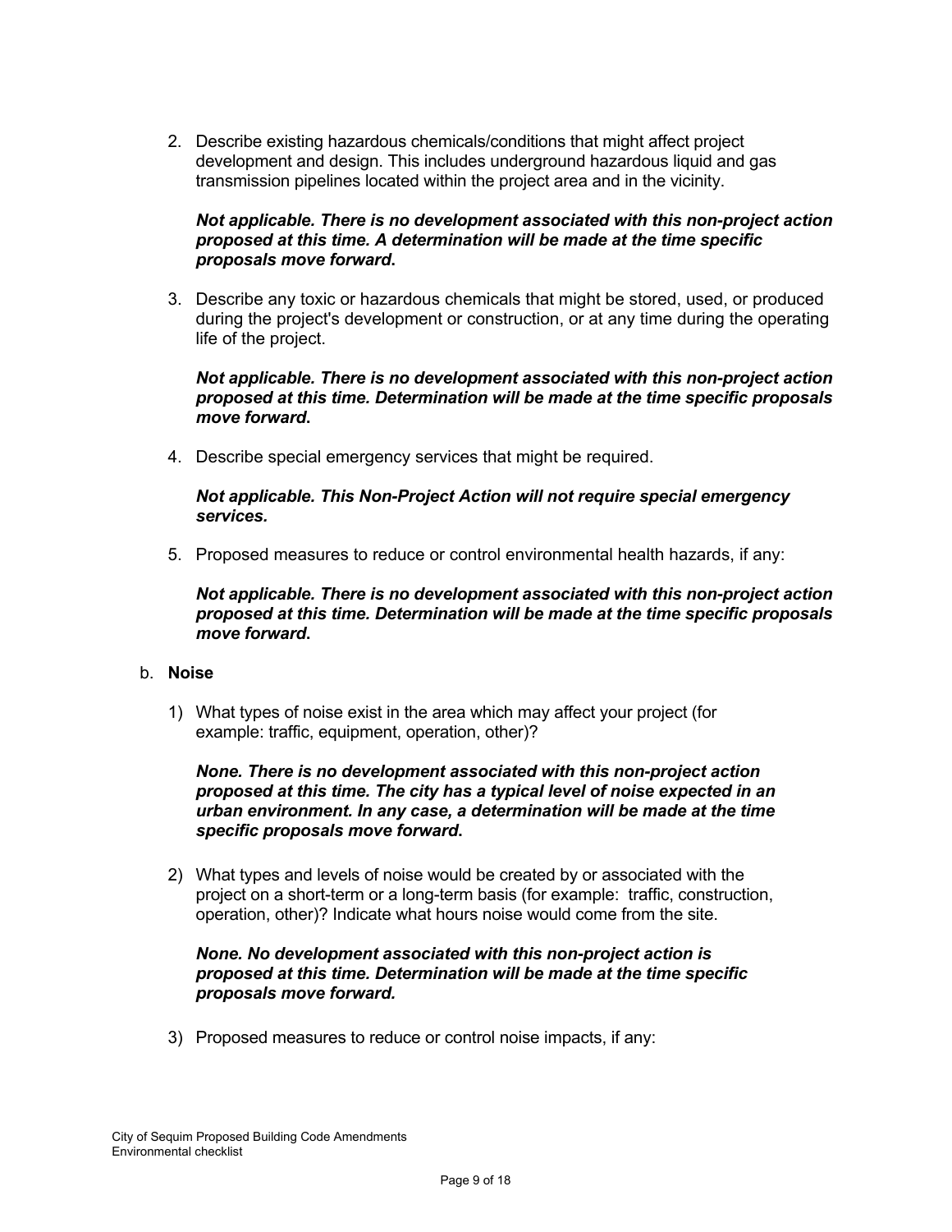2. Describe existing hazardous chemicals/conditions that might affect project development and design. This includes underground hazardous liquid and gas transmission pipelines located within the project area and in the vicinity.

   ***Not applicable. There is no development associated with this non-project action proposed at this time. A determination will be made at the time specific proposals move forward.***

3. Describe any toxic or hazardous chemicals that might be stored, used, or produced during the project's development or construction, or at any time during the operating life of the project.

   ***Not applicable. There is no development associated with this non-project action proposed at this time. Determination will be made at the time specific proposals move forward.***

4. Describe special emergency services that might be required.

   ***Not applicable. This Non-Project Action will not require special emergency services.***

5. Proposed measures to reduce or control environmental health hazards, if any:

   ***Not applicable. There is no development associated with this non-project action proposed at this time. Determination will be made at the time specific proposals move forward.***

b. **Noise**

1) What types of noise exist in the area which may affect your project (for example: traffic, equipment, operation, other)?

   ***None. There is no development associated with this non-project action proposed at this time. The city has a typical level of noise expected in an urban environment. In any case, a determination will be made at the time specific proposals move forward.***

2) What types and levels of noise would be created by or associated with the project on a short-term or a long-term basis (for example: traffic, construction, operation, other)? Indicate what hours noise would come from the site.

   ***None. No development associated with this non-project action is proposed at this time. Determination will be made at the time specific proposals move forward.***

3) Proposed measures to reduce or control noise impacts, if any: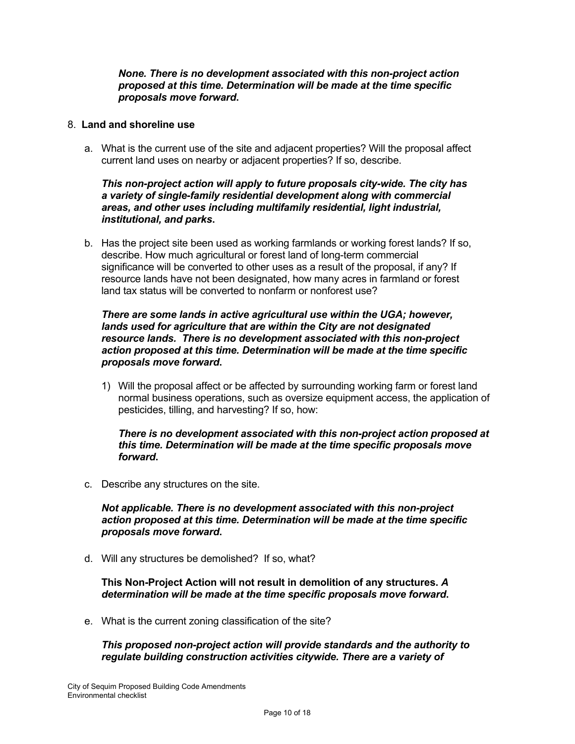***None. There is no development associated with this non-project action proposed at this time. Determination will be made at the time specific proposals move forward*.**

8. **Land and shoreline use**

   a. What is the current use of the site and adjacent properties? Will the proposal affect current land uses on nearby or adjacent properties? If so, describe.

      ***This non-project action will apply to future proposals city-wide. The city has a variety of single-family residential development along with commercial areas, and other uses including multifamily residential, light industrial, institutional, and parks*.**

   b. Has the project site been used as working farmlands or working forest lands? If so, describe. How much agricultural or forest land of long-term commercial significance will be converted to other uses as a result of the proposal, if any? If resource lands have not been designated, how many acres in farmland or forest land tax status will be converted to nonfarm or nonforest use?

      ***There are some lands in active agricultural use within the UGA; however, lands used for agriculture that are within the City are not designated resource lands. There is no development associated with this non-project action proposed at this time. Determination will be made at the time specific proposals move forward*.**

      1) Will the proposal affect or be affected by surrounding working farm or forest land normal business operations, such as oversize equipment access, the application of pesticides, tilling, and harvesting? If so, how:

         ***There is no development associated with this non-project action proposed at this time. Determination will be made at the time specific proposals move forward*.**

   c. Describe any structures on the site.

      ***Not applicable. There is no development associated with this non-project action proposed at this time. Determination will be made at the time specific proposals move forward*.**

   d. Will any structures be demolished? If so, what?

      **This Non-Project Action will not result in demolition of any structures. *A determination will be made at the time specific proposals move forward*.**

   e. What is the current zoning classification of the site?

      ***This proposed non-project action will provide standards and the authority to regulate building construction activities citywide. There are a variety of***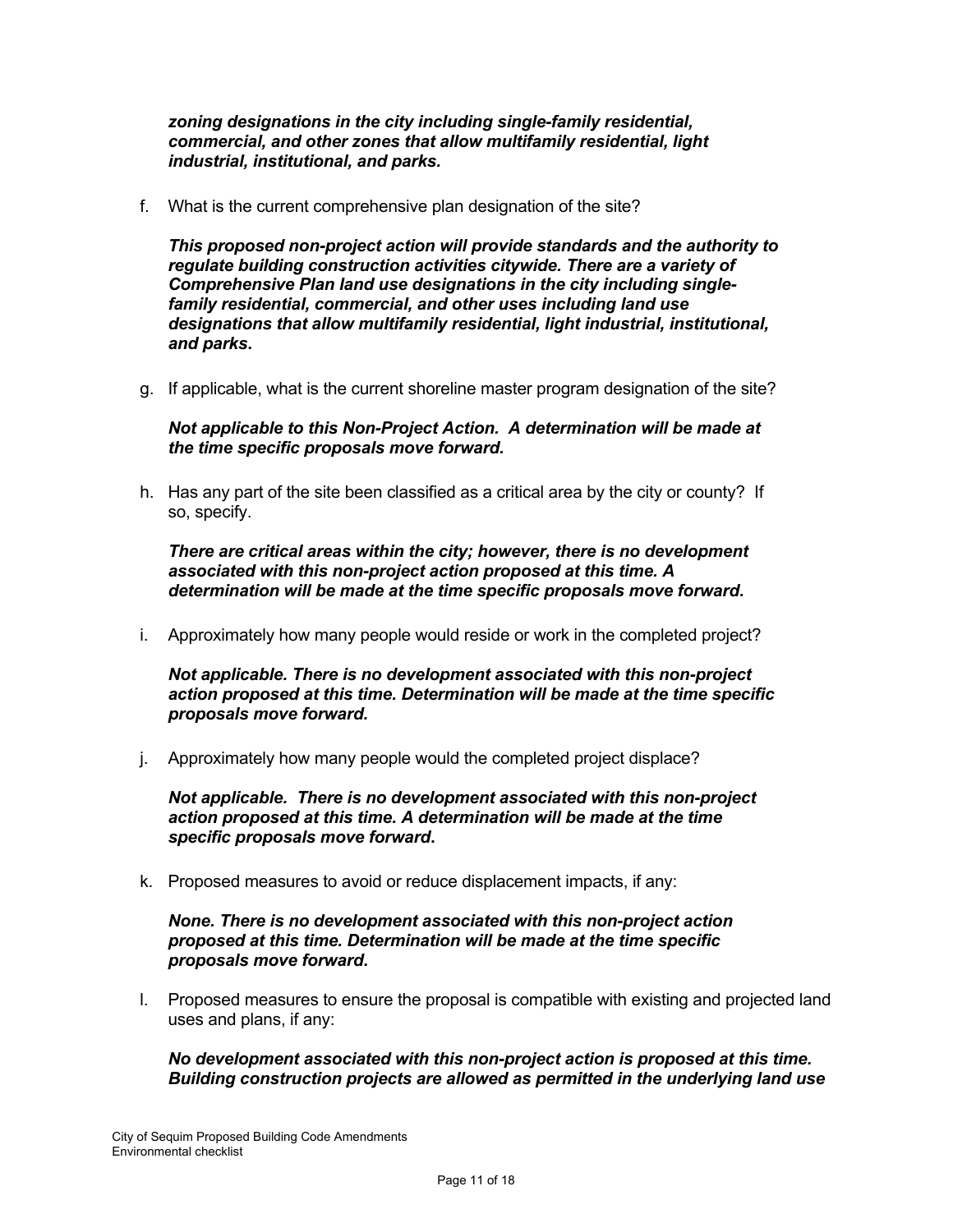***zoning designations in the city including single-family residential, commercial, and other zones that allow multifamily residential, light industrial, institutional, and parks.***

f. What is the current comprehensive plan designation of the site?

***This proposed non-project action will provide standards and the authority to regulate building construction activities citywide. There are a variety of Comprehensive Plan land use designations in the city including single-family residential, commercial, and other uses including land use designations that allow multifamily residential, light industrial, institutional, and parks.***

g. If applicable, what is the current shoreline master program designation of the site?

***Not applicable to this Non-Project Action. A determination will be made at the time specific proposals move forward.***

h. Has any part of the site been classified as a critical area by the city or county? If so, specify.

***There are critical areas within the city; however, there is no development associated with this non-project action proposed at this time. A determination will be made at the time specific proposals move forward.***

i. Approximately how many people would reside or work in the completed project?

***Not applicable. There is no development associated with this non-project action proposed at this time. Determination will be made at the time specific proposals move forward.***

j. Approximately how many people would the completed project displace?

***Not applicable. There is no development associated with this non-project action proposed at this time. A determination will be made at the time specific proposals move forward.***

k. Proposed measures to avoid or reduce displacement impacts, if any:

***None. There is no development associated with this non-project action proposed at this time. Determination will be made at the time specific proposals move forward.***

l. Proposed measures to ensure the proposal is compatible with existing and projected land uses and plans, if any:

***No development associated with this non-project action is proposed at this time. Building construction projects are allowed as permitted in the underlying land use***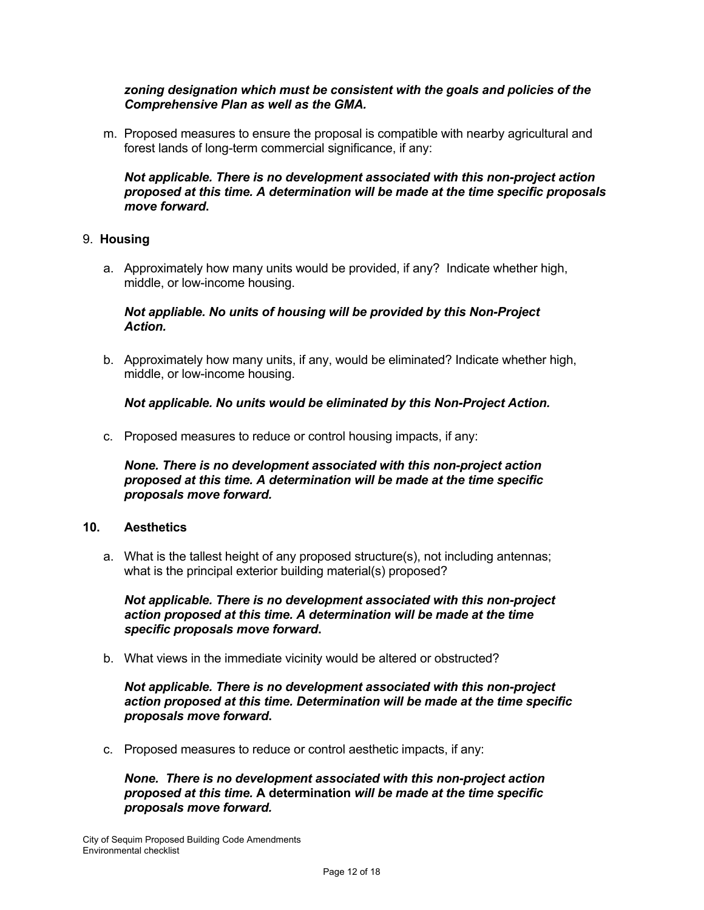***zoning designation which must be consistent with the goals and policies of the Comprehensive Plan as well as the GMA.***

m. Proposed measures to ensure the proposal is compatible with nearby agricultural and forest lands of long-term commercial significance, if any:

   ***Not applicable. There is no development associated with this non-project action proposed at this time. A determination will be made at the time specific proposals move forward*.**

9. **Housing**

a. Approximately how many units would be provided, if any? Indicate whether high, middle, or low-income housing.

   ***Not appliable. No units of housing will be provided by this Non-Project Action.***

b. Approximately how many units, if any, would be eliminated? Indicate whether high, middle, or low-income housing.

   ***Not applicable. No units would be eliminated by this Non-Project Action.***

c. Proposed measures to reduce or control housing impacts, if any:

   ***None. There is no development associated with this non-project action proposed at this time. A determination will be made at the time specific proposals move forward.***

**10. Aesthetics**

a. What is the tallest height of any proposed structure(s), not including antennas; what is the principal exterior building material(s) proposed?

   ***Not applicable. There is no development associated with this non-project action proposed at this time. A determination will be made at the time specific proposals move forward*.**

b. What views in the immediate vicinity would be altered or obstructed?

   ***Not applicable. There is no development associated with this non-project action proposed at this time. Determination will be made at the time specific proposals move forward*.**

c. Proposed measures to reduce or control aesthetic impacts, if any:

   ***None. There is no development associated with this non-project action proposed at this time.* A determination *will be made at the time specific proposals move forward.***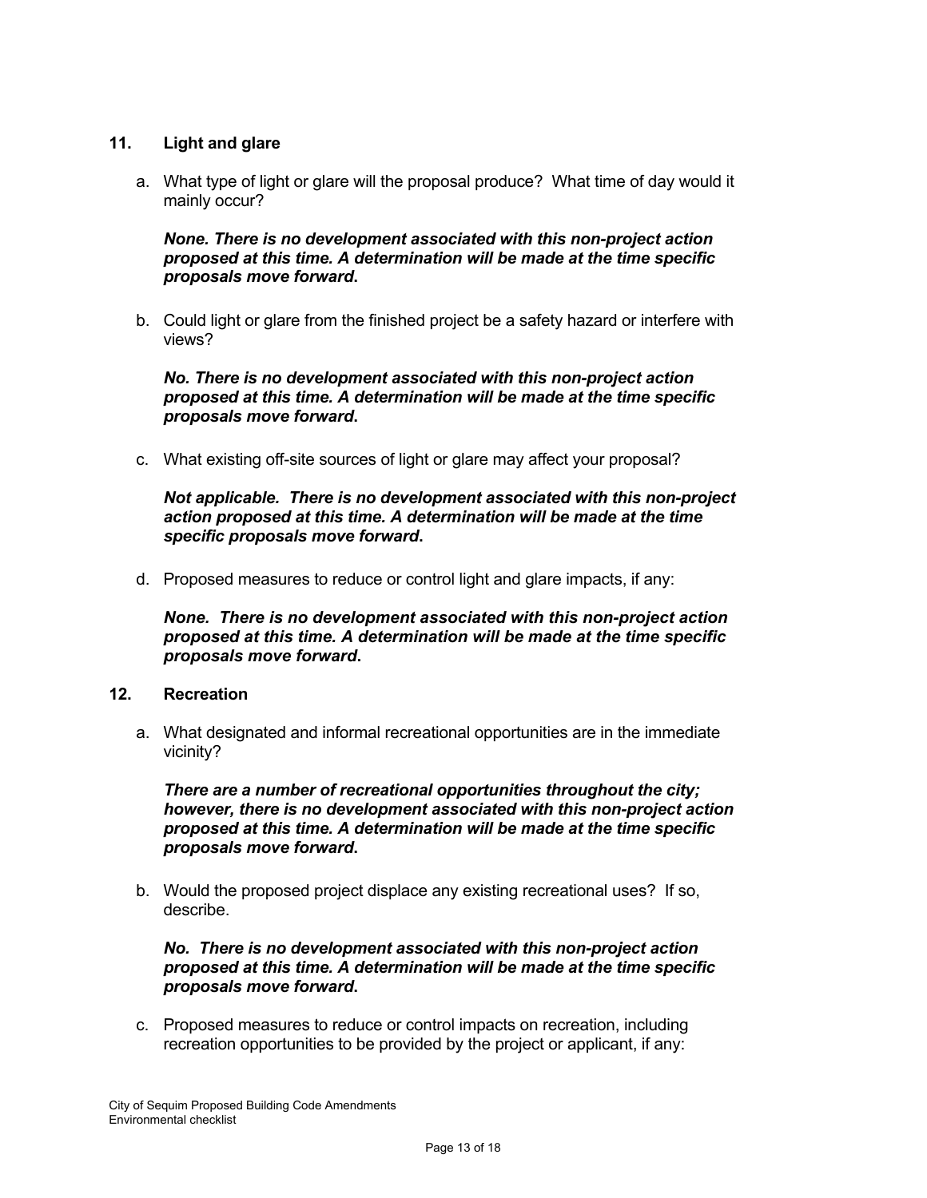## 11. Light and glare

a. What type of light or glare will the proposal produce? What time of day would it mainly occur?

***None. There is no development associated with this non-project action proposed at this time. A determination will be made at the time specific proposals move forward.***

b. Could light or glare from the finished project be a safety hazard or interfere with views?

***No. There is no development associated with this non-project action proposed at this time. A determination will be made at the time specific proposals move forward.***

c. What existing off-site sources of light or glare may affect your proposal?

***Not applicable. There is no development associated with this non-project action proposed at this time. A determination will be made at the time specific proposals move forward.***

d. Proposed measures to reduce or control light and glare impacts, if any:

***None. There is no development associated with this non-project action proposed at this time. A determination will be made at the time specific proposals move forward.***

## 12. Recreation

a. What designated and informal recreational opportunities are in the immediate vicinity?

***There are a number of recreational opportunities throughout the city; however, there is no development associated with this non-project action proposed at this time. A determination will be made at the time specific proposals move forward.***

b. Would the proposed project displace any existing recreational uses? If so, describe.

***No. There is no development associated with this non-project action proposed at this time. A determination will be made at the time specific proposals move forward.***

c. Proposed measures to reduce or control impacts on recreation, including recreation opportunities to be provided by the project or applicant, if any: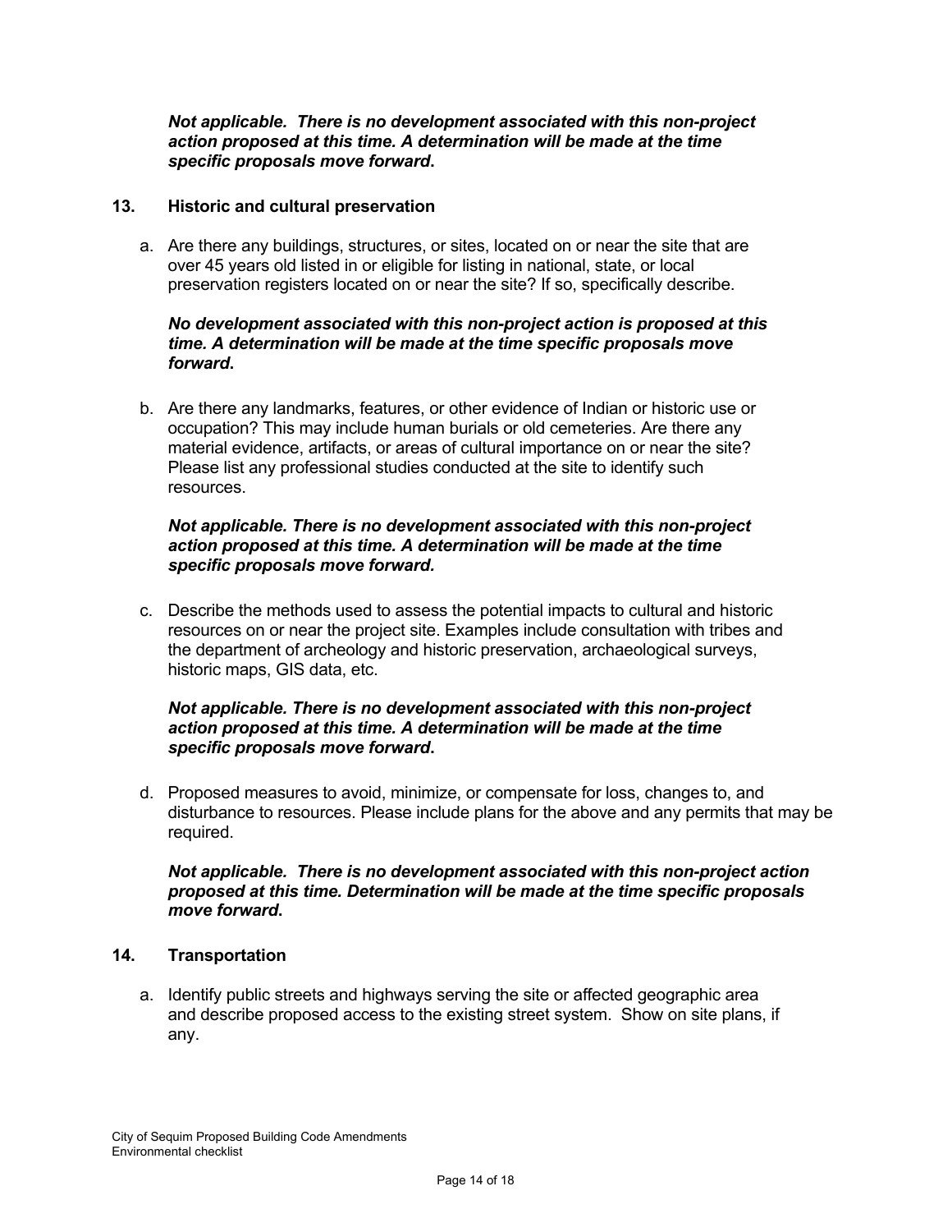***Not applicable.  There is no development associated with this non-project action proposed at this time. A determination will be made at the time specific proposals move forward*.**

### 13. Historic and cultural preservation

a. Are there any buildings, structures, or sites, located on or near the site that are over 45 years old listed in or eligible for listing in national, state, or local preservation registers located on or near the site? If so, specifically describe.

***No development associated with this non-project action is proposed at this time. A determination will be made at the time specific proposals move forward*.**

b. Are there any landmarks, features, or other evidence of Indian or historic use or occupation? This may include human burials or old cemeteries. Are there any material evidence, artifacts, or areas of cultural importance on or near the site? Please list any professional studies conducted at the site to identify such resources.

***Not applicable. There is no development associated with this non-project action proposed at this time. A determination will be made at the time specific proposals move forward.***

c. Describe the methods used to assess the potential impacts to cultural and historic resources on or near the project site. Examples include consultation with tribes and the department of archeology and historic preservation, archaeological surveys, historic maps, GIS data, etc.

***Not applicable. There is no development associated with this non-project action proposed at this time. A determination will be made at the time specific proposals move forward*.**

d. Proposed measures to avoid, minimize, or compensate for loss, changes to, and disturbance to resources. Please include plans for the above and any permits that may be required.

***Not applicable.  There is no development associated with this non-project action proposed at this time. Determination will be made at the time specific proposals move forward*.**

### 14. Transportation

a. Identify public streets and highways serving the site or affected geographic area and describe proposed access to the existing street system.  Show on site plans, if any.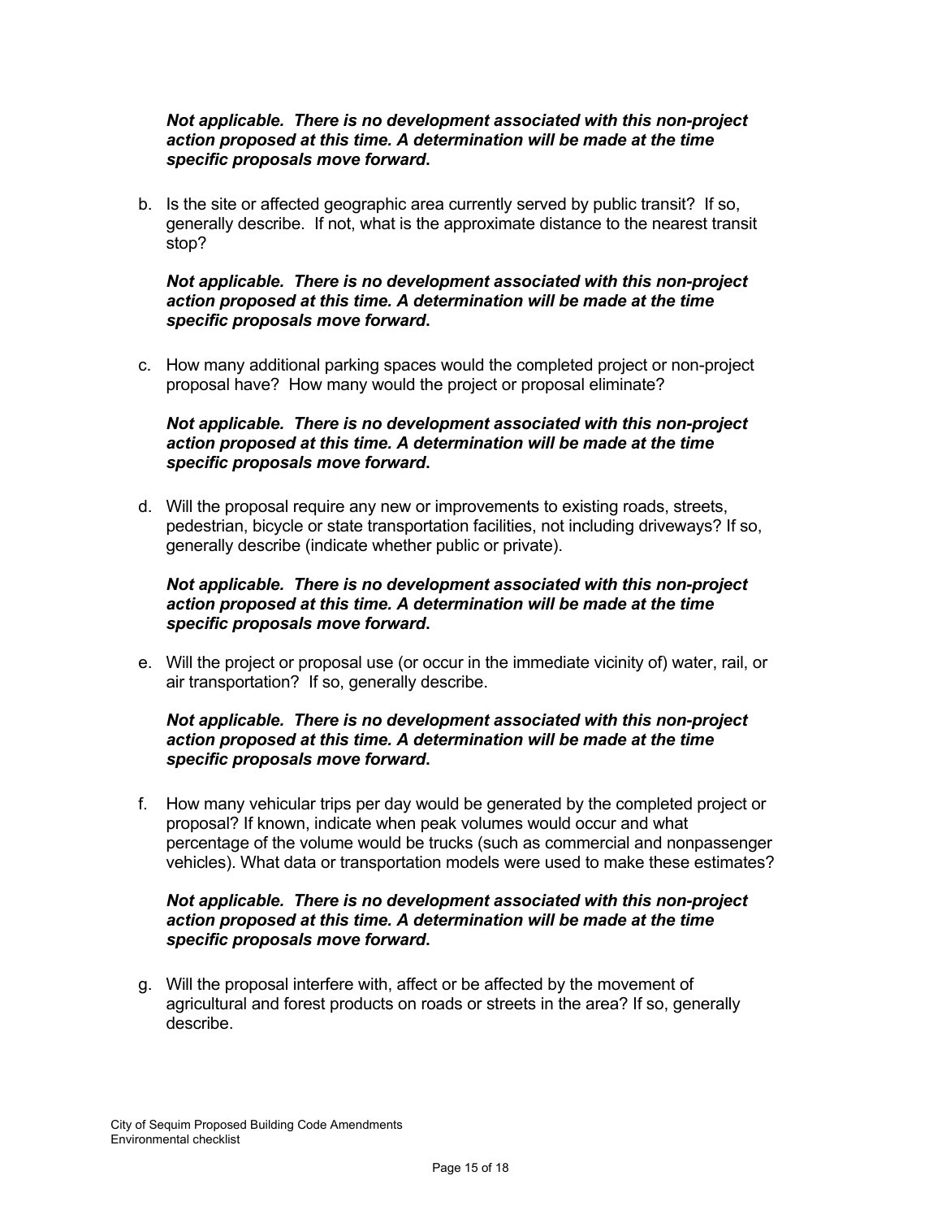***Not applicable. There is no development associated with this non-project action proposed at this time. A determination will be made at the time specific proposals move forward*.**

b. Is the site or affected geographic area currently served by public transit? If so, generally describe. If not, what is the approximate distance to the nearest transit stop?

***Not applicable. There is no development associated with this non-project action proposed at this time. A determination will be made at the time specific proposals move forward*.**

c. How many additional parking spaces would the completed project or non-project proposal have? How many would the project or proposal eliminate?

***Not applicable. There is no development associated with this non-project action proposed at this time. A determination will be made at the time specific proposals move forward*.**

d. Will the proposal require any new or improvements to existing roads, streets, pedestrian, bicycle or state transportation facilities, not including driveways? If so, generally describe (indicate whether public or private).

***Not applicable. There is no development associated with this non-project action proposed at this time. A determination will be made at the time specific proposals move forward*.**

e. Will the project or proposal use (or occur in the immediate vicinity of) water, rail, or air transportation? If so, generally describe.

***Not applicable. There is no development associated with this non-project action proposed at this time. A determination will be made at the time specific proposals move forward*.**

f. How many vehicular trips per day would be generated by the completed project or proposal? If known, indicate when peak volumes would occur and what percentage of the volume would be trucks (such as commercial and nonpassenger vehicles). What data or transportation models were used to make these estimates?

***Not applicable. There is no development associated with this non-project action proposed at this time. A determination will be made at the time specific proposals move forward*.**

g. Will the proposal interfere with, affect or be affected by the movement of agricultural and forest products on roads or streets in the area? If so, generally describe.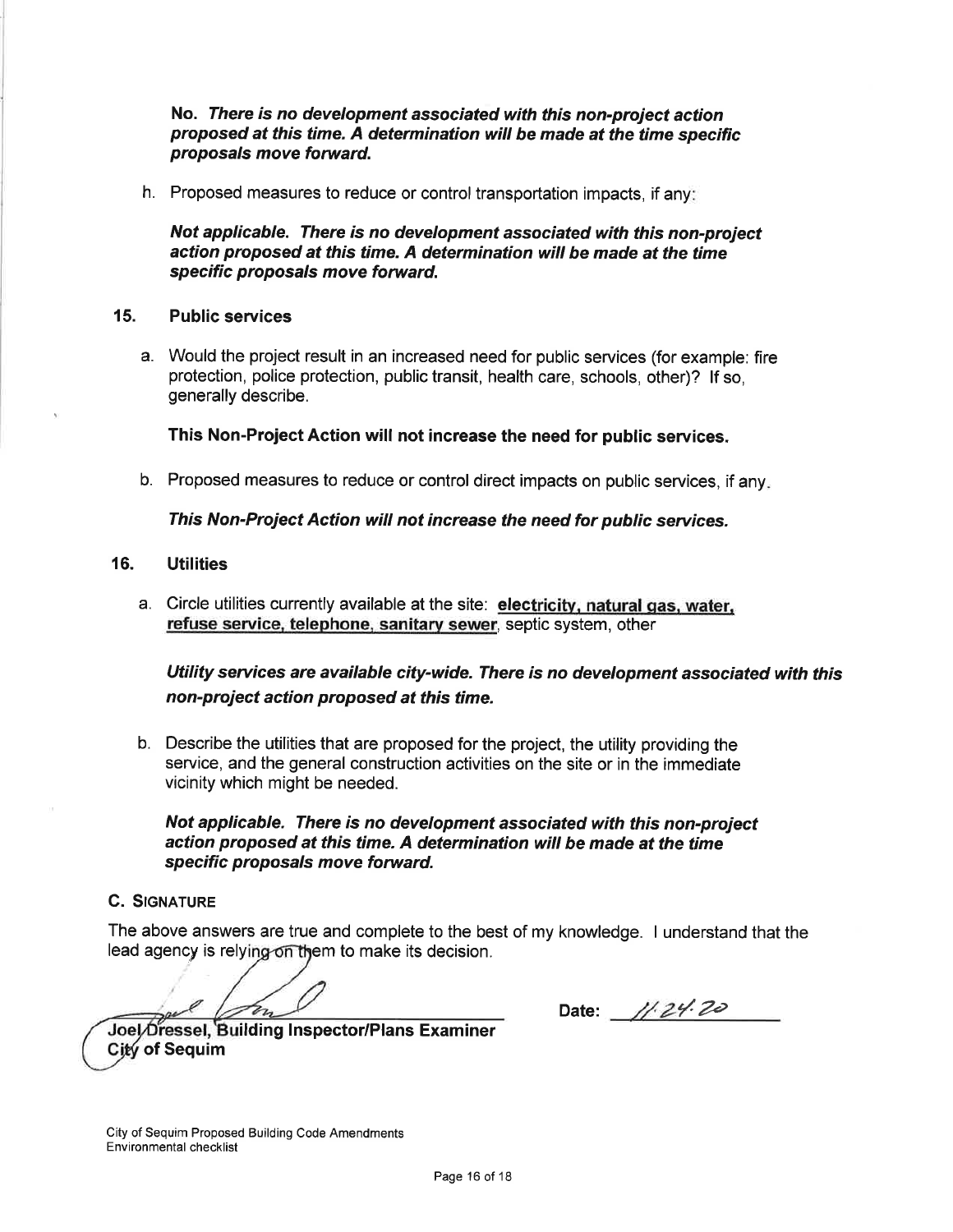**No. *There is no development associated with this non-project action proposed at this time. A determination will be made at the time specific proposals move forward.***

h. Proposed measures to reduce or control transportation impacts, if any:

***Not applicable. There is no development associated with this non-project action proposed at this time. A determination will be made at the time specific proposals move forward.***

## 15. Public services

a. Would the project result in an increased need for public services (for example: fire protection, police protection, public transit, health care, schools, other)? If so, generally describe.

**This Non-Project Action will not increase the need for public services.**

b. Proposed measures to reduce or control direct impacts on public services, if any.

***This Non-Project Action will not increase the need for public services.***

## 16. Utilities

a. Circle utilities currently available at the site: **electricity, natural gas, water, refuse service, telephone, sanitary sewer**, septic system, other

***Utility services are available city-wide. There is no development associated with this non-project action proposed at this time.***

b. Describe the utilities that are proposed for the project, the utility providing the service, and the general construction activities on the site or in the immediate vicinity which might be needed.

***Not applicable. There is no development associated with this non-project action proposed at this time. A determination will be made at the time specific proposals move forward.***

### C. Signature

The above answers are true and complete to the best of my knowledge. I understand that the lead agency is relying on them to make its decision.

**Joel Dressel, Building Inspector/Plans Examiner**
**City of Sequim**

**Date:** 11.24.20

City of Sequim Proposed Building Code Amendments
Environmental checklist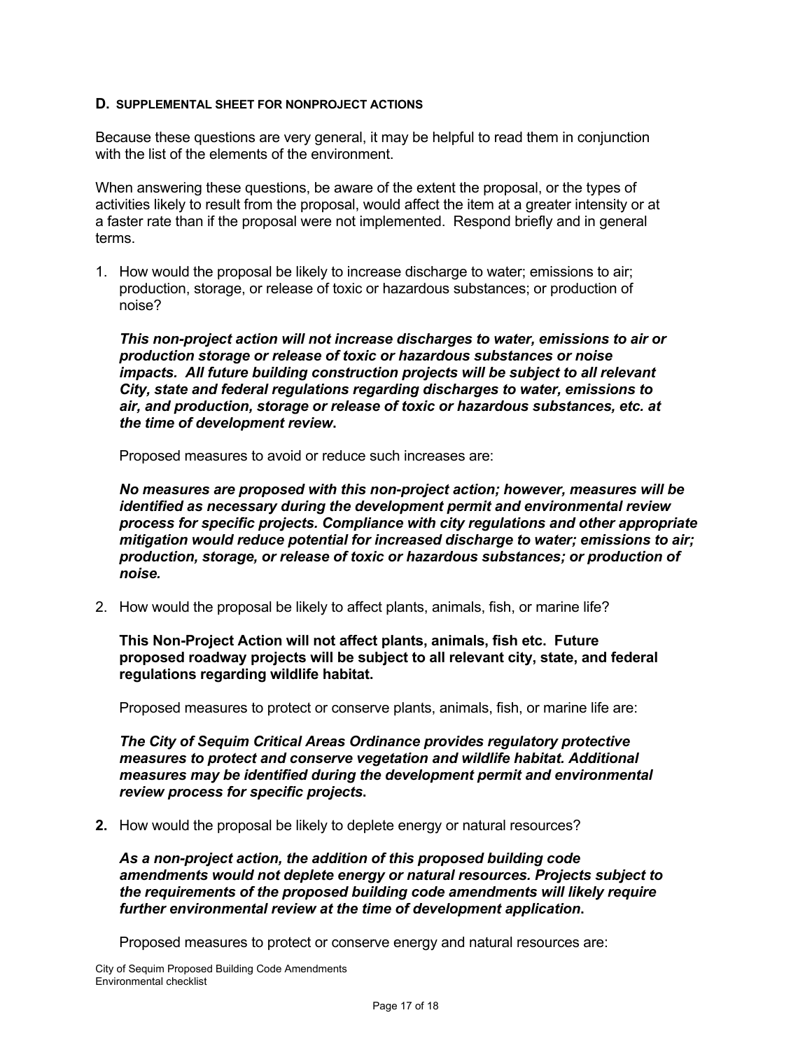**D. SUPPLEMENTAL SHEET FOR NONPROJECT ACTIONS**

Because these questions are very general, it may be helpful to read them in conjunction with the list of the elements of the environment.

When answering these questions, be aware of the extent the proposal, or the types of activities likely to result from the proposal, would affect the item at a greater intensity or at a faster rate than if the proposal were not implemented. Respond briefly and in general terms.

1. How would the proposal be likely to increase discharge to water; emissions to air; production, storage, or release of toxic or hazardous substances; or production of noise?

   ***This non-project action will not increase discharges to water, emissions to air or production storage or release of toxic or hazardous substances or noise impacts. All future building construction projects will be subject to all relevant City, state and federal regulations regarding discharges to water, emissions to air, and production, storage or release of toxic or hazardous substances, etc. at the time of development review.***

   Proposed measures to avoid or reduce such increases are:

   ***No measures are proposed with this non-project action; however, measures will be identified as necessary during the development permit and environmental review process for specific projects. Compliance with city regulations and other appropriate mitigation would reduce potential for increased discharge to water; emissions to air; production, storage, or release of toxic or hazardous substances; or production of noise.***

2. How would the proposal be likely to affect plants, animals, fish, or marine life?

   **This Non-Project Action will not affect plants, animals, fish etc. Future proposed roadway projects will be subject to all relevant city, state, and federal regulations regarding wildlife habitat.**

   Proposed measures to protect or conserve plants, animals, fish, or marine life are:

   ***The City of Sequim Critical Areas Ordinance provides regulatory protective measures to protect and conserve vegetation and wildlife habitat. Additional measures may be identified during the development permit and environmental review process for specific projects.***

**2.** How would the proposal be likely to deplete energy or natural resources?

   ***As a non-project action, the addition of this proposed building code amendments would not deplete energy or natural resources. Projects subject to the requirements of the proposed building code amendments will likely require further environmental review at the time of development application.***

   Proposed measures to protect or conserve energy and natural resources are: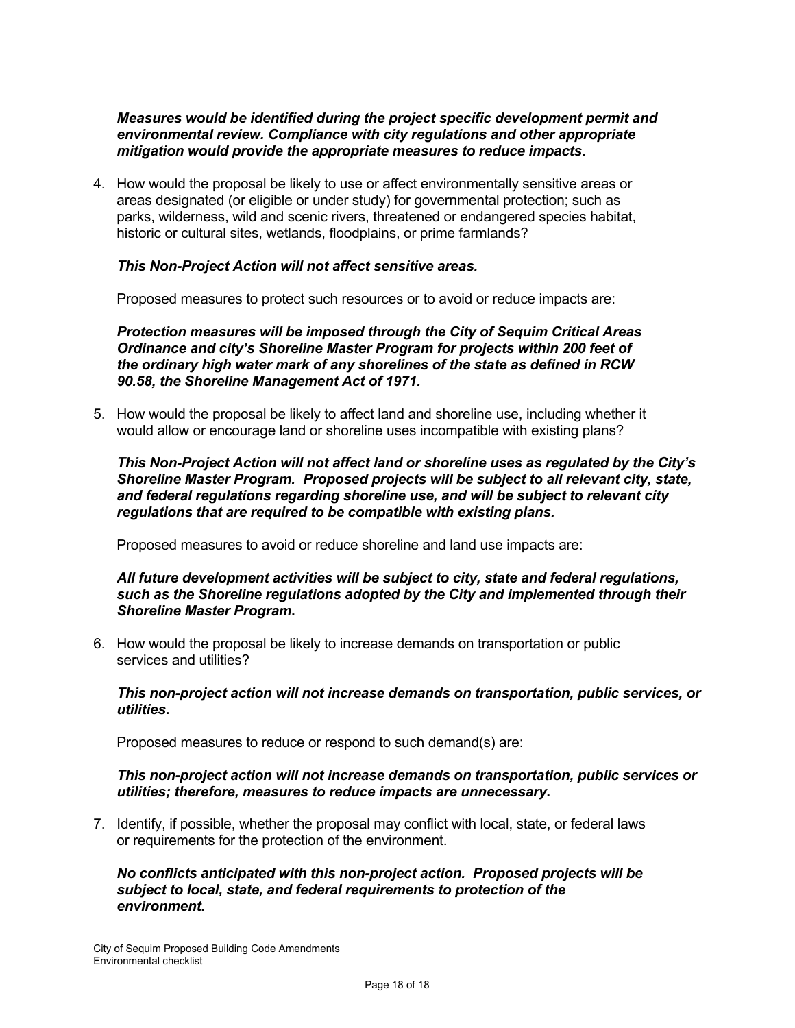***Measures would be identified during the project specific development permit and environmental review. Compliance with city regulations and other appropriate mitigation would provide the appropriate measures to reduce impacts.***

4. How would the proposal be likely to use or affect environmentally sensitive areas or areas designated (or eligible or under study) for governmental protection; such as parks, wilderness, wild and scenic rivers, threatened or endangered species habitat, historic or cultural sites, wetlands, floodplains, or prime farmlands?

   ***This Non-Project Action will not affect sensitive areas.***

   Proposed measures to protect such resources or to avoid or reduce impacts are:

   ***Protection measures will be imposed through the City of Sequim Critical Areas Ordinance and city's Shoreline Master Program for projects within 200 feet of the ordinary high water mark of any shorelines of the state as defined in RCW 90.58, the Shoreline Management Act of 1971.***

5. How would the proposal be likely to affect land and shoreline use, including whether it would allow or encourage land or shoreline uses incompatible with existing plans?

   ***This Non-Project Action will not affect land or shoreline uses as regulated by the City's Shoreline Master Program. Proposed projects will be subject to all relevant city, state, and federal regulations regarding shoreline use, and will be subject to relevant city regulations that are required to be compatible with existing plans.***

   Proposed measures to avoid or reduce shoreline and land use impacts are:

   ***All future development activities will be subject to city, state and federal regulations, such as the Shoreline regulations adopted by the City and implemented through their Shoreline Master Program.***

6. How would the proposal be likely to increase demands on transportation or public services and utilities?

   ***This non-project action will not increase demands on transportation, public services, or utilities.***

   Proposed measures to reduce or respond to such demand(s) are:

   ***This non-project action will not increase demands on transportation, public services or utilities; therefore, measures to reduce impacts are unnecessary.***

7. Identify, if possible, whether the proposal may conflict with local, state, or federal laws or requirements for the protection of the environment.

   ***No conflicts anticipated with this non-project action. Proposed projects will be subject to local, state, and federal requirements to protection of the environment.***